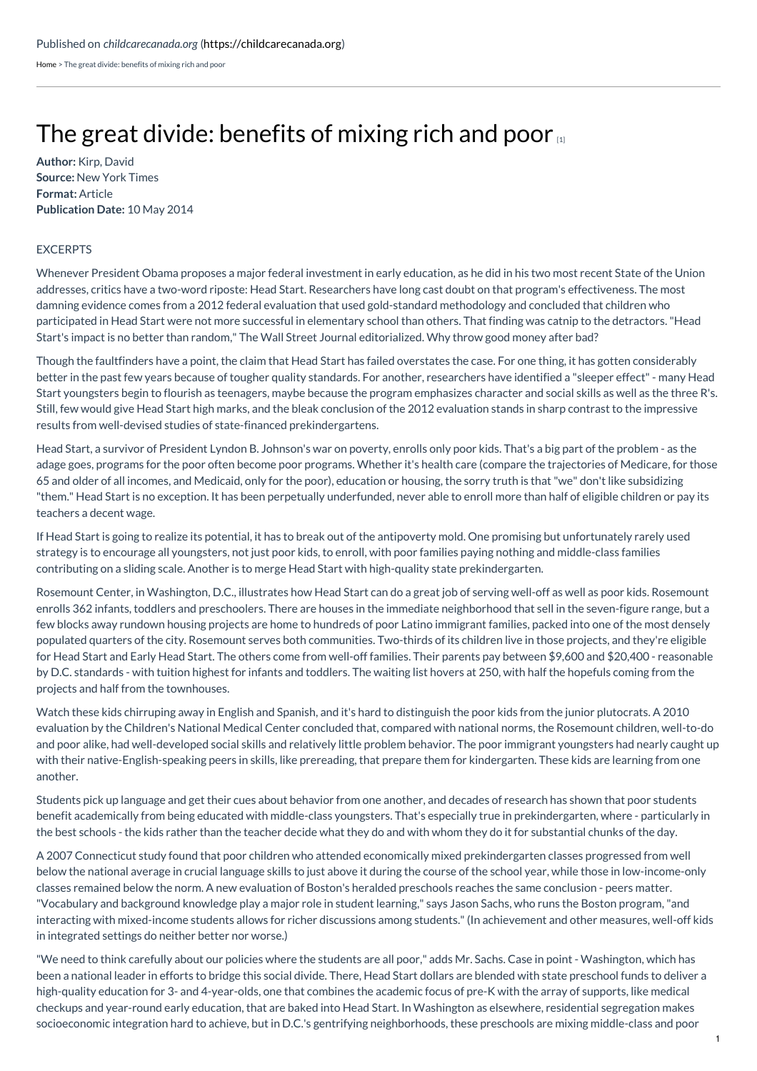Published on *childcarecanada.org* (https://childcarecanada.org)

Home > The great divide: benefits of mixing rich and poor

# The great divide: benefits of mixing rich and poor [1]

**Author:** Kirp, David
**Source:** New York Times
**Format:** Article
**Publication Date:** 10 May 2014

EXCERPTS

Whenever President Obama proposes a major federal investment in early education, as he did in his two most recent State of the Union addresses, critics have a two-word riposte: Head Start. Researchers have long cast doubt on that program's effectiveness. The most damning evidence comes from a 2012 federal evaluation that used gold-standard methodology and concluded that children who participated in Head Start were not more successful in elementary school than others. That finding was catnip to the detractors. "Head Start's impact is no better than random," The Wall Street Journal editorialized. Why throw good money after bad?

Though the faultfinders have a point, the claim that Head Start has failed overstates the case. For one thing, it has gotten considerably better in the past few years because of tougher quality standards. For another, researchers have identified a "sleeper effect" - many Head Start youngsters begin to flourish as teenagers, maybe because the program emphasizes character and social skills as well as the three R's. Still, few would give Head Start high marks, and the bleak conclusion of the 2012 evaluation stands in sharp contrast to the impressive results from well-devised studies of state-financed prekindergartens.

Head Start, a survivor of President Lyndon B. Johnson's war on poverty, enrolls only poor kids. That's a big part of the problem - as the adage goes, programs for the poor often become poor programs. Whether it's health care (compare the trajectories of Medicare, for those 65 and older of all incomes, and Medicaid, only for the poor), education or housing, the sorry truth is that "we" don't like subsidizing "them." Head Start is no exception. It has been perpetually underfunded, never able to enroll more than half of eligible children or pay its teachers a decent wage.

If Head Start is going to realize its potential, it has to break out of the antipoverty mold. One promising but unfortunately rarely used strategy is to encourage all youngsters, not just poor kids, to enroll, with poor families paying nothing and middle-class families contributing on a sliding scale. Another is to merge Head Start with high-quality state prekindergarten.

Rosemount Center, in Washington, D.C., illustrates how Head Start can do a great job of serving well-off as well as poor kids. Rosemount enrolls 362 infants, toddlers and preschoolers. There are houses in the immediate neighborhood that sell in the seven-figure range, but a few blocks away rundown housing projects are home to hundreds of poor Latino immigrant families, packed into one of the most densely populated quarters of the city. Rosemount serves both communities. Two-thirds of its children live in those projects, and they're eligible for Head Start and Early Head Start. The others come from well-off families. Their parents pay between $9,600 and $20,400 - reasonable by D.C. standards - with tuition highest for infants and toddlers. The waiting list hovers at 250, with half the hopefuls coming from the projects and half from the townhouses.

Watch these kids chirruping away in English and Spanish, and it's hard to distinguish the poor kids from the junior plutocrats. A 2010 evaluation by the Children's National Medical Center concluded that, compared with national norms, the Rosemount children, well-to-do and poor alike, had well-developed social skills and relatively little problem behavior. The poor immigrant youngsters had nearly caught up with their native-English-speaking peers in skills, like prereading, that prepare them for kindergarten. These kids are learning from one another.

Students pick up language and get their cues about behavior from one another, and decades of research has shown that poor students benefit academically from being educated with middle-class youngsters. That's especially true in prekindergarten, where - particularly in the best schools - the kids rather than the teacher decide what they do and with whom they do it for substantial chunks of the day.

A 2007 Connecticut study found that poor children who attended economically mixed prekindergarten classes progressed from well below the national average in crucial language skills to just above it during the course of the school year, while those in low-income-only classes remained below the norm. A new evaluation of Boston's heralded preschools reaches the same conclusion - peers matter. "Vocabulary and background knowledge play a major role in student learning," says Jason Sachs, who runs the Boston program, "and interacting with mixed-income students allows for richer discussions among students." (In achievement and other measures, well-off kids in integrated settings do neither better nor worse.)

"We need to think carefully about our policies where the students are all poor," adds Mr. Sachs. Case in point - Washington, which has been a national leader in efforts to bridge this social divide. There, Head Start dollars are blended with state preschool funds to deliver a high-quality education for 3- and 4-year-olds, one that combines the academic focus of pre-K with the array of supports, like medical checkups and year-round early education, that are baked into Head Start. In Washington as elsewhere, residential segregation makes socioeconomic integration hard to achieve, but in D.C.'s gentrifying neighborhoods, these preschools are mixing middle-class and poor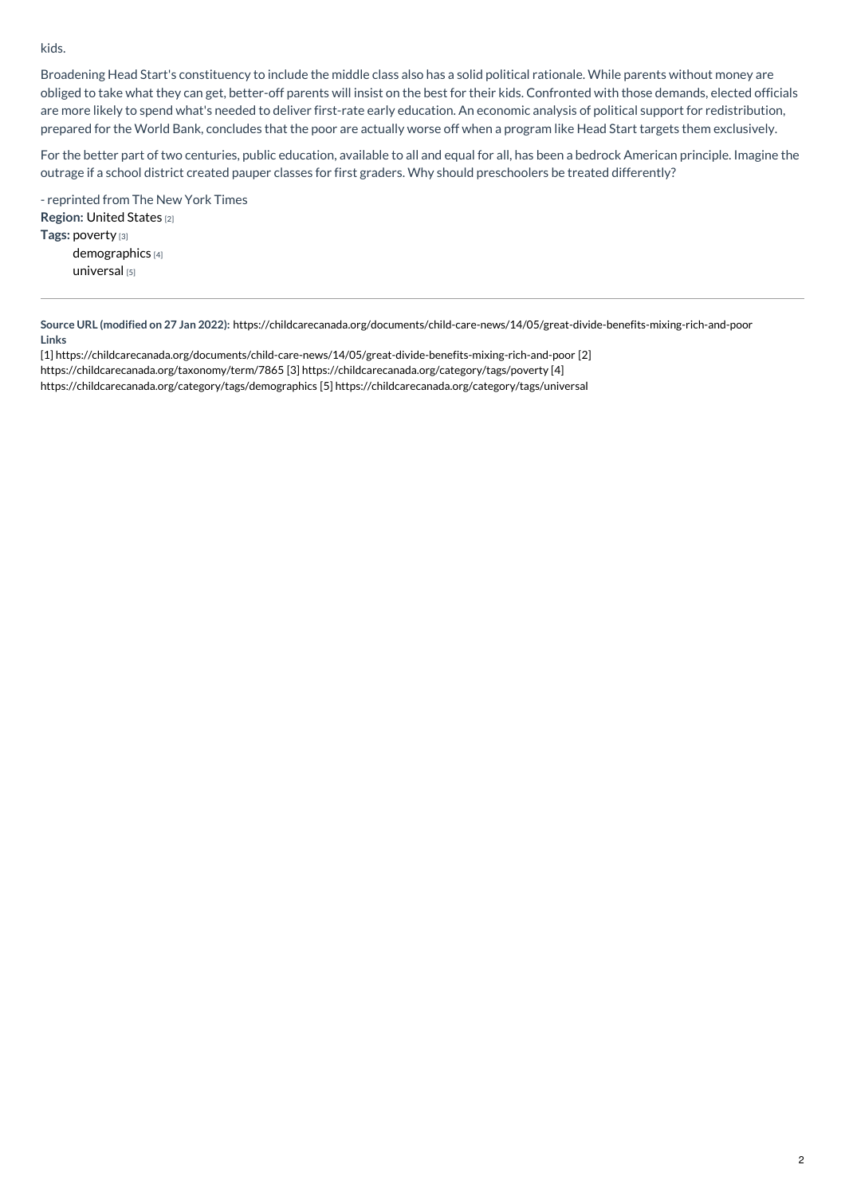kids.

Broadening Head Start's constituency to include the middle class also has a solid political rationale. While parents without money are obliged to take what they can get, better-off parents will insist on the best for their kids. Confronted with those demands, elected officials are more likely to spend what's needed to deliver first-rate early education. An economic analysis of political support for redistribution, prepared for the World Bank, concludes that the poor are actually worse off when a program like Head Start targets them exclusively.

For the better part of two centuries, public education, available to all and equal for all, has been a bedrock American principle. Imagine the outrage if a school district created pauper classes for first graders. Why should preschoolers be treated differently?

- reprinted from The New York Times

**Region:** United States [2]

**Tags:** poverty [3]
demographics [4]
universal [5]

---

**Source URL (modified on 27 Jan 2022):** https://childcarecanada.org/documents/child-care-news/14/05/great-divide-benefits-mixing-rich-and-poor

**Links**

[1] https://childcarecanada.org/documents/child-care-news/14/05/great-divide-benefits-mixing-rich-and-poor [2] https://childcarecanada.org/taxonomy/term/7865 [3] https://childcarecanada.org/category/tags/poverty [4] https://childcarecanada.org/category/tags/demographics [5] https://childcarecanada.org/category/tags/universal